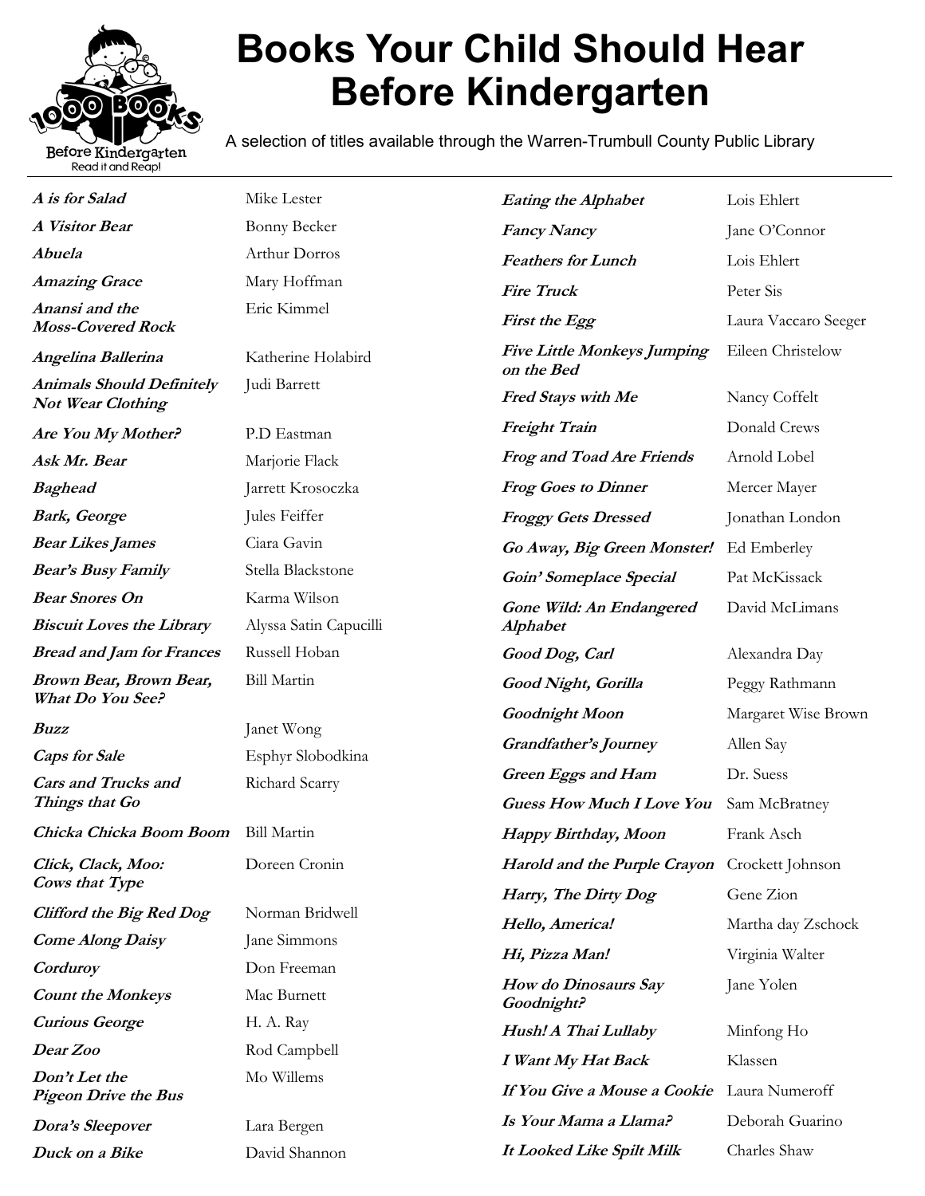# Books Your Child Should Hear Before Kindergarten

A selection of titles available through the Warren-Trumbull County Public Library

| Title | Author |
|---|---|
| ***A is for Salad*** | Mike Lester |
| ***A Visitor Bear*** | Bonny Becker |
| ***Abuela*** | Arthur Dorros |
| ***Amazing Grace*** | Mary Hoffman |
| ***Anansi and the Moss-Covered Rock*** | Eric Kimmel |
| ***Angelina Ballerina*** | Katherine Holabird |
| ***Animals Should Definitely Not Wear Clothing*** | Judi Barrett |
| ***Are You My Mother?*** | P.D Eastman |
| ***Ask Mr. Bear*** | Marjorie Flack |
| ***Baghead*** | Jarrett Krosoczka |
| ***Bark, George*** | Jules Feiffer |
| ***Bear Likes James*** | Ciara Gavin |
| ***Bear's Busy Family*** | Stella Blackstone |
| ***Bear Snores On*** | Karma Wilson |
| ***Biscuit Loves the Library*** | Alyssa Satin Capucilli |
| ***Bread and Jam for Frances*** | Russell Hoban |
| ***Brown Bear, Brown Bear, What Do You See?*** | Bill Martin |
| ***Buzz*** | Janet Wong |
| ***Caps for Sale*** | Esphyr Slobodkina |
| ***Cars and Trucks and Things that Go*** | Richard Scarry |
| ***Chicka Chicka Boom Boom*** | Bill Martin |
| ***Click, Clack, Moo: Cows that Type*** | Doreen Cronin |
| ***Clifford the Big Red Dog*** | Norman Bridwell |
| ***Come Along Daisy*** | Jane Simmons |
| ***Corduroy*** | Don Freeman |
| ***Count the Monkeys*** | Mac Burnett |
| ***Curious George*** | H. A. Ray |
| ***Dear Zoo*** | Rod Campbell |
| ***Don't Let the Pigeon Drive the Bus*** | Mo Willems |
| ***Dora's Sleepover*** | Lara Bergen |
| ***Duck on a Bike*** | David Shannon |
| ***Eating the Alphabet*** | Lois Ehlert |
| ***Fancy Nancy*** | Jane O'Connor |
| ***Feathers for Lunch*** | Lois Ehlert |
| ***Fire Truck*** | Peter Sis |
| ***First the Egg*** | Laura Vaccaro Seeger |
| ***Five Little Monkeys Jumping on the Bed*** | Eileen Christelow |
| ***Fred Stays with Me*** | Nancy Coffelt |
| ***Freight Train*** | Donald Crews |
| ***Frog and Toad Are Friends*** | Arnold Lobel |
| ***Frog Goes to Dinner*** | Mercer Mayer |
| ***Froggy Gets Dressed*** | Jonathan London |
| ***Go Away, Big Green Monster!*** | Ed Emberley |
| ***Goin' Someplace Special*** | Pat McKissack |
| ***Gone Wild: An Endangered Alphabet*** | David McLimans |
| ***Good Dog, Carl*** | Alexandra Day |
| ***Good Night, Gorilla*** | Peggy Rathmann |
| ***Goodnight Moon*** | Margaret Wise Brown |
| ***Grandfather's Journey*** | Allen Say |
| ***Green Eggs and Ham*** | Dr. Suess |
| ***Guess How Much I Love You*** | Sam McBratney |
| ***Happy Birthday, Moon*** | Frank Asch |
| ***Harold and the Purple Crayon*** | Crockett Johnson |
| ***Harry, The Dirty Dog*** | Gene Zion |
| ***Hello, America!*** | Martha day Zschock |
| ***Hi, Pizza Man!*** | Virginia Walter |
| ***How do Dinosaurs Say Goodnight?*** | Jane Yolen |
| ***Hush! A Thai Lullaby*** | Minfong Ho |
| ***I Want My Hat Back*** | Klassen |
| ***If You Give a Mouse a Cookie*** | Laura Numeroff |
| ***Is Your Mama a Llama?*** | Deborah Guarino |
| ***It Looked Like Spilt Milk*** | Charles Shaw |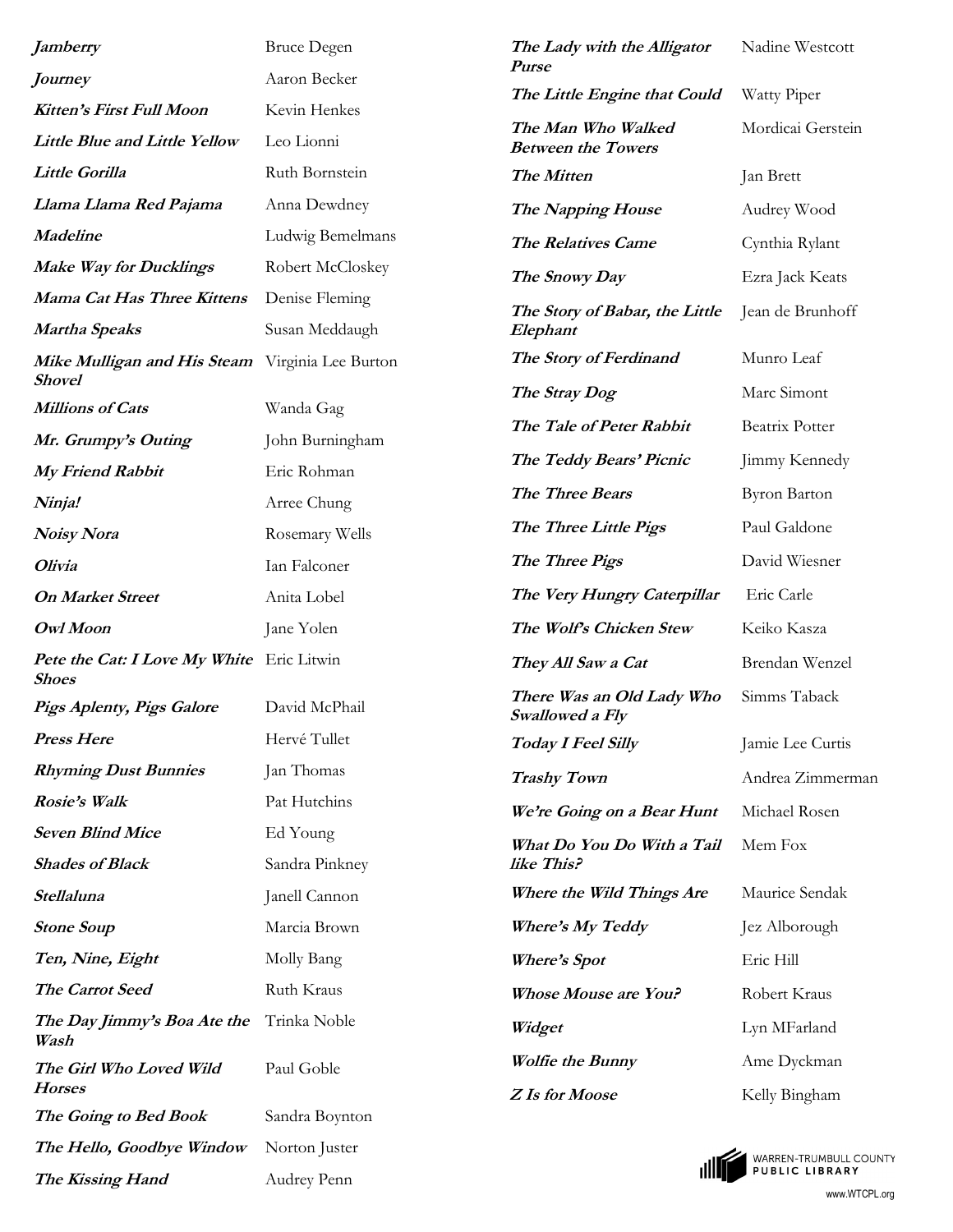| | |
|---|---|
| ***Jamberry*** | Bruce Degen |
| ***Journey*** | Aaron Becker |
| ***Kitten's First Full Moon*** | Kevin Henkes |
| ***Little Blue and Little Yellow*** | Leo Lionni |
| ***Little Gorilla*** | Ruth Bornstein |
| ***Llama Llama Red Pajama*** | Anna Dewdney |
| ***Madeline*** | Ludwig Bemelmans |
| ***Make Way for Ducklings*** | Robert McCloskey |
| ***Mama Cat Has Three Kittens*** | Denise Fleming |
| ***Martha Speaks*** | Susan Meddaugh |
| ***Mike Mulligan and His Steam Shovel*** | Virginia Lee Burton |
| ***Millions of Cats*** | Wanda Gag |
| ***Mr. Grumpy's Outing*** | John Burningham |
| ***My Friend Rabbit*** | Eric Rohman |
| ***Ninja!*** | Arree Chung |
| ***Noisy Nora*** | Rosemary Wells |
| ***Olivia*** | Ian Falconer |
| ***On Market Street*** | Anita Lobel |
| ***Owl Moon*** | Jane Yolen |
| ***Pete the Cat: I Love My White Shoes*** | Eric Litwin |
| ***Pigs Aplenty, Pigs Galore*** | David McPhail |
| ***Press Here*** | Hervé Tullet |
| ***Rhyming Dust Bunnies*** | Jan Thomas |
| ***Rosie's Walk*** | Pat Hutchins |
| ***Seven Blind Mice*** | Ed Young |
| ***Shades of Black*** | Sandra Pinkney |
| ***Stellaluna*** | Janell Cannon |
| ***Stone Soup*** | Marcia Brown |
| ***Ten, Nine, Eight*** | Molly Bang |
| ***The Carrot Seed*** | Ruth Kraus |
| ***The Day Jimmy's Boa Ate the Wash*** | Trinka Noble |
| ***The Girl Who Loved Wild Horses*** | Paul Goble |
| ***The Going to Bed Book*** | Sandra Boynton |
| ***The Hello, Goodbye Window*** | Norton Juster |
| ***The Kissing Hand*** | Audrey Penn |
| ***The Lady with the Alligator Purse*** | Nadine Westcott |
| ***The Little Engine that Could*** | Watty Piper |
| ***The Man Who Walked Between the Towers*** | Mordicai Gerstein |
| ***The Mitten*** | Jan Brett |
| ***The Napping House*** | Audrey Wood |
| ***The Relatives Came*** | Cynthia Rylant |
| ***The Snowy Day*** | Ezra Jack Keats |
| ***The Story of Babar, the Little Elephant*** | Jean de Brunhoff |
| ***The Story of Ferdinand*** | Munro Leaf |
| ***The Stray Dog*** | Marc Simont |
| ***The Tale of Peter Rabbit*** | Beatrix Potter |
| ***The Teddy Bears' Picnic*** | Jimmy Kennedy |
| ***The Three Bears*** | Byron Barton |
| ***The Three Little Pigs*** | Paul Galdone |
| ***The Three Pigs*** | David Wiesner |
| ***The Very Hungry Caterpillar*** | Eric Carle |
| ***The Wolf's Chicken Stew*** | Keiko Kasza |
| ***They All Saw a Cat*** | Brendan Wenzel |
| ***There Was an Old Lady Who Swallowed a Fly*** | Simms Taback |
| ***Today I Feel Silly*** | Jamie Lee Curtis |
| ***Trashy Town*** | Andrea Zimmerman |
| ***We're Going on a Bear Hunt*** | Michael Rosen |
| ***What Do You Do With a Tail like This?*** | Mem Fox |
| ***Where the Wild Things Are*** | Maurice Sendak |
| ***Where's My Teddy*** | Jez Alborough |
| ***Where's Spot*** | Eric Hill |
| ***Whose Mouse are You?*** | Robert Kraus |
| ***Widget*** | Lyn MFarland |
| ***Wolfie the Bunny*** | Ame Dyckman |
| ***Z Is for Moose*** | Kelly Bingham |

WARREN-TRUMBULL COUNTY PUBLIC LIBRARY

www.WTCPL.org